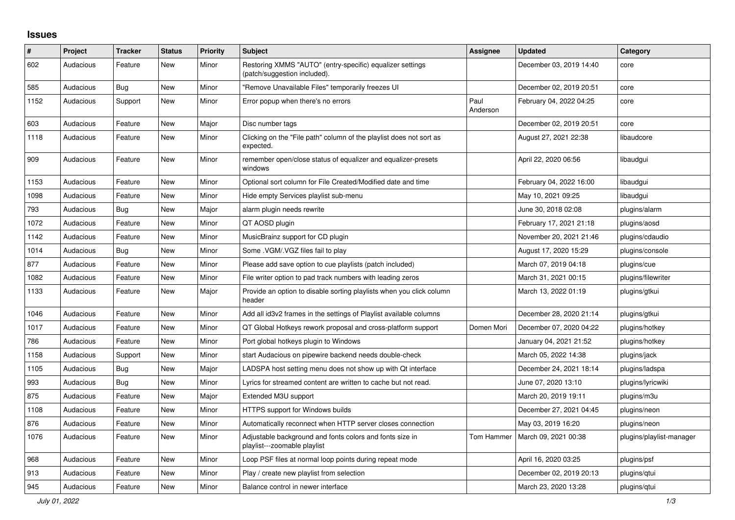## Issues

| # | Project | Tracker | Status | Priority | Subject | Assignee | Updated | Category |
|---|---|---|---|---|---|---|---|---|
| 602 | Audacious | Feature | New | Minor | Restoring XMMS "AUTO" (entry-specific) equalizer settings (patch/suggestion included). | | December 03, 2019 14:40 | core |
| 585 | Audacious | Bug | New | Minor | "Remove Unavailable Files" temporarily freezes UI | | December 02, 2019 20:51 | core |
| 1152 | Audacious | Support | New | Minor | Error popup when there's no errors | Paul Anderson | February 04, 2022 04:25 | core |
| 603 | Audacious | Feature | New | Major | Disc number tags | | December 02, 2019 20:51 | core |
| 1118 | Audacious | Feature | New | Minor | Clicking on the "File path" column of the playlist does not sort as expected. | | August 27, 2021 22:38 | libaudcore |
| 909 | Audacious | Feature | New | Minor | remember open/close status of equalizer and equalizer-presets windows | | April 22, 2020 06:56 | libaudgui |
| 1153 | Audacious | Feature | New | Minor | Optional sort column for File Created/Modified date and time | | February 04, 2022 16:00 | libaudgui |
| 1098 | Audacious | Feature | New | Minor | Hide empty Services playlist sub-menu | | May 10, 2021 09:25 | libaudgui |
| 793 | Audacious | Bug | New | Major | alarm plugin needs rewrite | | June 30, 2018 02:08 | plugins/alarm |
| 1072 | Audacious | Feature | New | Minor | QT AOSD plugin | | February 17, 2021 21:18 | plugins/aosd |
| 1142 | Audacious | Feature | New | Minor | MusicBrainz support for CD plugin | | November 20, 2021 21:46 | plugins/cdaudio |
| 1014 | Audacious | Bug | New | Minor | Some .VGM/.VGZ files fail to play | | August 17, 2020 15:29 | plugins/console |
| 877 | Audacious | Feature | New | Minor | Please add save option to cue playlists (patch included) | | March 07, 2019 04:18 | plugins/cue |
| 1082 | Audacious | Feature | New | Minor | File writer option to pad track numbers with leading zeros | | March 31, 2021 00:15 | plugins/filewriter |
| 1133 | Audacious | Feature | New | Major | Provide an option to disable sorting playlists when you click column header | | March 13, 2022 01:19 | plugins/gtkui |
| 1046 | Audacious | Feature | New | Minor | Add all id3v2 frames in the settings of Playlist available columns | | December 28, 2020 21:14 | plugins/gtkui |
| 1017 | Audacious | Feature | New | Minor | QT Global Hotkeys rework proposal and cross-platform support | Domen Mori | December 07, 2020 04:22 | plugins/hotkey |
| 786 | Audacious | Feature | New | Minor | Port global hotkeys plugin to Windows | | January 04, 2021 21:52 | plugins/hotkey |
| 1158 | Audacious | Support | New | Minor | start Audacious on pipewire backend needs double-check | | March 05, 2022 14:38 | plugins/jack |
| 1105 | Audacious | Bug | New | Major | LADSPA host setting menu does not show up with Qt interface | | December 24, 2021 18:14 | plugins/ladspa |
| 993 | Audacious | Bug | New | Minor | Lyrics for streamed content are written to cache but not read. | | June 07, 2020 13:10 | plugins/lyricwiki |
| 875 | Audacious | Feature | New | Major | Extended M3U support | | March 20, 2019 19:11 | plugins/m3u |
| 1108 | Audacious | Feature | New | Minor | HTTPS support for Windows builds | | December 27, 2021 04:45 | plugins/neon |
| 876 | Audacious | Feature | New | Minor | Automatically reconnect when HTTP server closes connection | | May 03, 2019 16:20 | plugins/neon |
| 1076 | Audacious | Feature | New | Minor | Adjustable background and fonts colors and fonts size in playlist---zoomable playlist | Tom Hammer | March 09, 2021 00:38 | plugins/playlist-manager |
| 968 | Audacious | Feature | New | Minor | Loop PSF files at normal loop points during repeat mode | | April 16, 2020 03:25 | plugins/psf |
| 913 | Audacious | Feature | New | Minor | Play / create new playlist from selection | | December 02, 2019 20:13 | plugins/qtui |
| 945 | Audacious | Feature | New | Minor | Balance control in newer interface | | March 23, 2020 13:28 | plugins/qtui |

*July 01, 2022*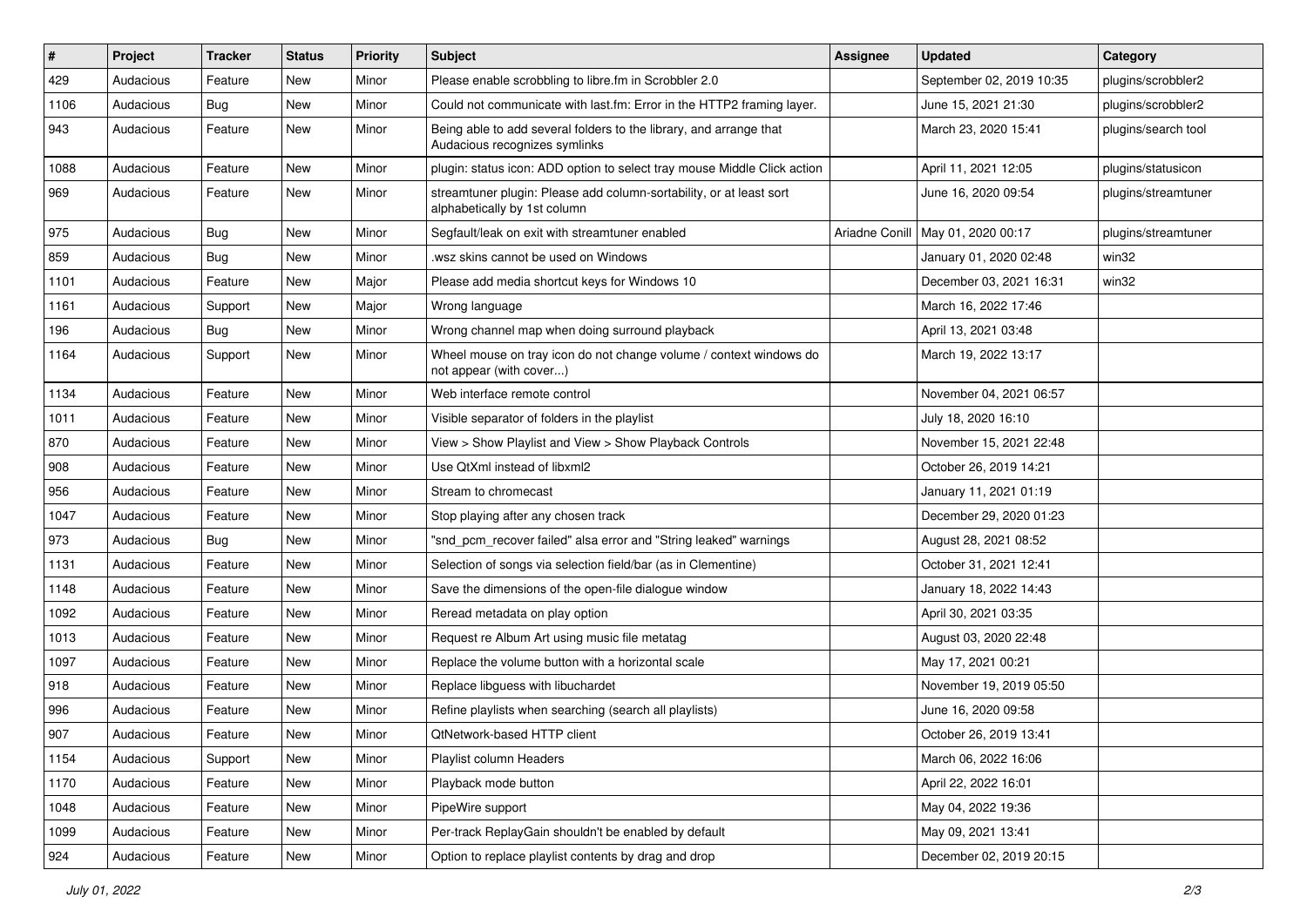| # | Project | Tracker | Status | Priority | Subject | Assignee | Updated | Category |
|---|---|---|---|---|---|---|---|---|
| 429 | Audacious | Feature | New | Minor | Please enable scrobbling to libre.fm in Scrobbler 2.0 | | September 02, 2019 10:35 | plugins/scrobbler2 |
| 1106 | Audacious | Bug | New | Minor | Could not communicate with last.fm: Error in the HTTP2 framing layer. | | June 15, 2021 21:30 | plugins/scrobbler2 |
| 943 | Audacious | Feature | New | Minor | Being able to add several folders to the library, and arrange that Audacious recognizes symlinks | | March 23, 2020 15:41 | plugins/search tool |
| 1088 | Audacious | Feature | New | Minor | plugin: status icon: ADD option to select tray mouse Middle Click action | | April 11, 2021 12:05 | plugins/statusicon |
| 969 | Audacious | Feature | New | Minor | streamtuner plugin: Please add column-sortability, or at least sort alphabetically by 1st column | | June 16, 2020 09:54 | plugins/streamtuner |
| 975 | Audacious | Bug | New | Minor | Segfault/leak on exit with streamtuner enabled | Ariadne Conill | May 01, 2020 00:17 | plugins/streamtuner |
| 859 | Audacious | Bug | New | Minor | .wsz skins cannot be used on Windows | | January 01, 2020 02:48 | win32 |
| 1101 | Audacious | Feature | New | Major | Please add media shortcut keys for Windows 10 | | December 03, 2021 16:31 | win32 |
| 1161 | Audacious | Support | New | Major | Wrong language | | March 16, 2022 17:46 | |
| 196 | Audacious | Bug | New | Minor | Wrong channel map when doing surround playback | | April 13, 2021 03:48 | |
| 1164 | Audacious | Support | New | Minor | Wheel mouse on tray icon do not change volume / context windows do not appear (with cover...) | | March 19, 2022 13:17 | |
| 1134 | Audacious | Feature | New | Minor | Web interface remote control | | November 04, 2021 06:57 | |
| 1011 | Audacious | Feature | New | Minor | Visible separator of folders in the playlist | | July 18, 2020 16:10 | |
| 870 | Audacious | Feature | New | Minor | View > Show Playlist and View > Show Playback Controls | | November 15, 2021 22:48 | |
| 908 | Audacious | Feature | New | Minor | Use QtXml instead of libxml2 | | October 26, 2019 14:21 | |
| 956 | Audacious | Feature | New | Minor | Stream to chromecast | | January 11, 2021 01:19 | |
| 1047 | Audacious | Feature | New | Minor | Stop playing after any chosen track | | December 29, 2020 01:23 | |
| 973 | Audacious | Bug | New | Minor | "snd_pcm_recover failed" alsa error and "String leaked" warnings | | August 28, 2021 08:52 | |
| 1131 | Audacious | Feature | New | Minor | Selection of songs via selection field/bar (as in Clementine) | | October 31, 2021 12:41 | |
| 1148 | Audacious | Feature | New | Minor | Save the dimensions of the open-file dialogue window | | January 18, 2022 14:43 | |
| 1092 | Audacious | Feature | New | Minor | Reread metadata on play option | | April 30, 2021 03:35 | |
| 1013 | Audacious | Feature | New | Minor | Request re Album Art using music file metatag | | August 03, 2020 22:48 | |
| 1097 | Audacious | Feature | New | Minor | Replace the volume button with a horizontal scale | | May 17, 2021 00:21 | |
| 918 | Audacious | Feature | New | Minor | Replace libguess with libuchardet | | November 19, 2019 05:50 | |
| 996 | Audacious | Feature | New | Minor | Refine playlists when searching (search all playlists) | | June 16, 2020 09:58 | |
| 907 | Audacious | Feature | New | Minor | QtNetwork-based HTTP client | | October 26, 2019 13:41 | |
| 1154 | Audacious | Support | New | Minor | Playlist column Headers | | March 06, 2022 16:06 | |
| 1170 | Audacious | Feature | New | Minor | Playback mode button | | April 22, 2022 16:01 | |
| 1048 | Audacious | Feature | New | Minor | PipeWire support | | May 04, 2022 19:36 | |
| 1099 | Audacious | Feature | New | Minor | Per-track ReplayGain shouldn't be enabled by default | | May 09, 2021 13:41 | |
| 924 | Audacious | Feature | New | Minor | Option to replace playlist contents by drag and drop | | December 02, 2019 20:15 | |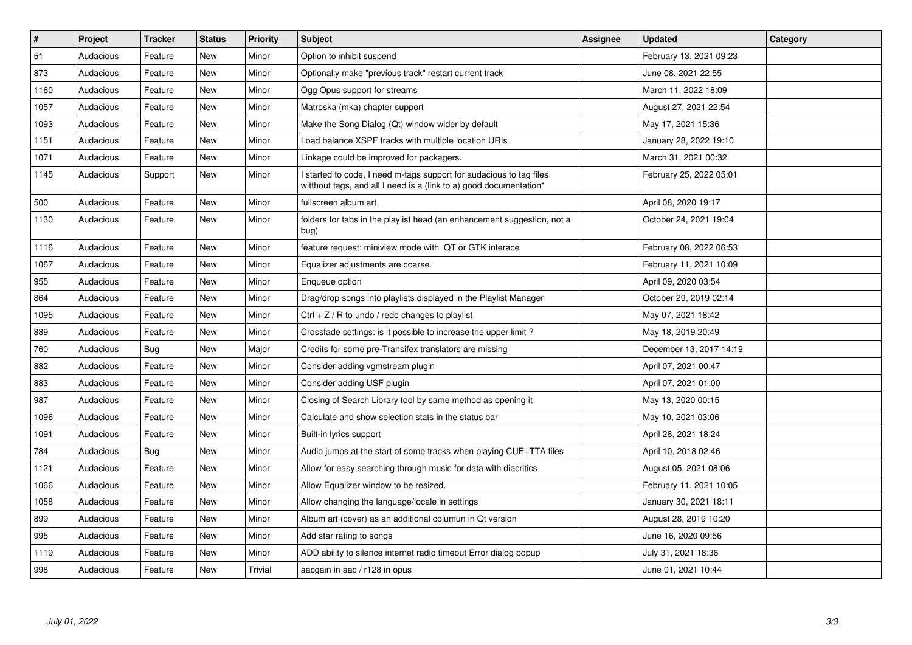| # | Project | Tracker | Status | Priority | Subject | Assignee | Updated | Category |
|---|---|---|---|---|---|---|---|---|
| 51 | Audacious | Feature | New | Minor | Option to inhibit suspend | | February 13, 2021 09:23 | |
| 873 | Audacious | Feature | New | Minor | Optionally make "previous track" restart current track | | June 08, 2021 22:55 | |
| 1160 | Audacious | Feature | New | Minor | Ogg Opus support for streams | | March 11, 2022 18:09 | |
| 1057 | Audacious | Feature | New | Minor | Matroska (mka) chapter support | | August 27, 2021 22:54 | |
| 1093 | Audacious | Feature | New | Minor | Make the Song Dialog (Qt) window wider by default | | May 17, 2021 15:36 | |
| 1151 | Audacious | Feature | New | Minor | Load balance XSPF tracks with multiple location URIs | | January 28, 2022 19:10 | |
| 1071 | Audacious | Feature | New | Minor | Linkage could be improved for packagers. | | March 31, 2021 00:32 | |
| 1145 | Audacious | Support | New | Minor | I started to code, I need m-tags support for audacious to tag files witthout tags, and all I need is a (link to a) good documentation* | | February 25, 2022 05:01 | |
| 500 | Audacious | Feature | New | Minor | fullscreen album art | | April 08, 2020 19:17 | |
| 1130 | Audacious | Feature | New | Minor | folders for tabs in the playlist head (an enhancement suggestion, not a bug) | | October 24, 2021 19:04 | |
| 1116 | Audacious | Feature | New | Minor | feature request: miniview mode with QT or GTK interace | | February 08, 2022 06:53 | |
| 1067 | Audacious | Feature | New | Minor | Equalizer adjustments are coarse. | | February 11, 2021 10:09 | |
| 955 | Audacious | Feature | New | Minor | Enqueue option | | April 09, 2020 03:54 | |
| 864 | Audacious | Feature | New | Minor | Drag/drop songs into playlists displayed in the Playlist Manager | | October 29, 2019 02:14 | |
| 1095 | Audacious | Feature | New | Minor | Ctrl + Z / R to undo / redo changes to playlist | | May 07, 2021 18:42 | |
| 889 | Audacious | Feature | New | Minor | Crossfade settings: is it possible to increase the upper limit ? | | May 18, 2019 20:49 | |
| 760 | Audacious | Bug | New | Major | Credits for some pre-Transifex translators are missing | | December 13, 2017 14:19 | |
| 882 | Audacious | Feature | New | Minor | Consider adding vgmstream plugin | | April 07, 2021 00:47 | |
| 883 | Audacious | Feature | New | Minor | Consider adding USF plugin | | April 07, 2021 01:00 | |
| 987 | Audacious | Feature | New | Minor | Closing of Search Library tool by same method as opening it | | May 13, 2020 00:15 | |
| 1096 | Audacious | Feature | New | Minor | Calculate and show selection stats in the status bar | | May 10, 2021 03:06 | |
| 1091 | Audacious | Feature | New | Minor | Built-in lyrics support | | April 28, 2021 18:24 | |
| 784 | Audacious | Bug | New | Minor | Audio jumps at the start of some tracks when playing CUE+TTA files | | April 10, 2018 02:46 | |
| 1121 | Audacious | Feature | New | Minor | Allow for easy searching through music for data with diacritics | | August 05, 2021 08:06 | |
| 1066 | Audacious | Feature | New | Minor | Allow Equalizer window to be resized. | | February 11, 2021 10:05 | |
| 1058 | Audacious | Feature | New | Minor | Allow changing the language/locale in settings | | January 30, 2021 18:11 | |
| 899 | Audacious | Feature | New | Minor | Album art (cover) as an additional columun in Qt version | | August 28, 2019 10:20 | |
| 995 | Audacious | Feature | New | Minor | Add star rating to songs | | June 16, 2020 09:56 | |
| 1119 | Audacious | Feature | New | Minor | ADD ability to silence internet radio timeout Error dialog popup | | July 31, 2021 18:36 | |
| 998 | Audacious | Feature | New | Trivial | aacgain in aac / r128 in opus | | June 01, 2021 10:44 | |